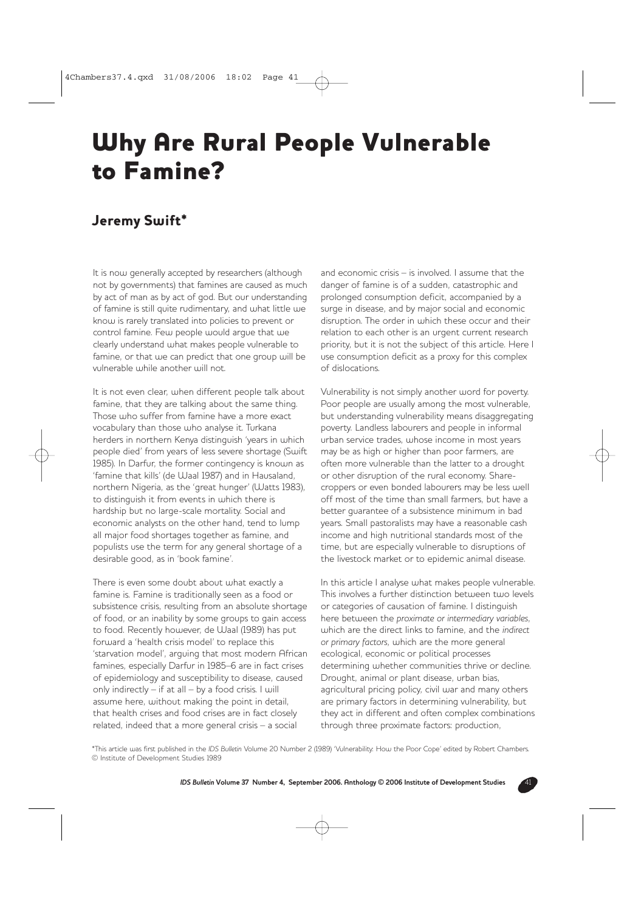# Why Are Rural People Vulnerable to Famine?

## Jeremy Swift*

It is now generally accepted by researchers (although not by governments) that famines are caused as much by act of man as by act of god. But our understanding of famine is still quite rudimentary, and what little we know is rarely translated into policies to prevent or control famine. Few people would argue that we clearly understand what makes people vulnerable to famine, or that we can predict that one group will be vulnerable while another will not.

It is not even clear, when different people talk about famine, that they are talking about the same thing. Those who suffer from famine have a more exact vocabulary than those who analyse it. Turkana herders in northern Kenya distinguish 'years in which people died' from years of less severe shortage (Swift 1985). In Darfur, the former contingency is known as 'famine that kills' (de Waal 1987) and in Hausaland, northern Nigeria, as the 'great hunger' (Watts 1983), to distinguish it from events in which there is hardship but no large-scale mortality. Social and economic analysts on the other hand, tend to lump all major food shortages together as famine, and populists use the term for any general shortage of a desirable good, as in 'book famine'.

There is even some doubt about what exactly a famine is. Famine is traditionally seen as a food or subsistence crisis, resulting from an absolute shortage of food, or an inability by some groups to gain access to food. Recently however, de Waal (1989) has put forward a 'health crisis model' to replace this 'starvation model', arguing that most modern African famines, especially Darfur in 1985–6 are in fact crises of epidemiology and susceptibility to disease, caused only indirectly – if at all – by a food crisis. I will assume here, without making the point in detail, that health crises and food crises are in fact closely related, indeed that a more general crisis – a social and economic crisis – is involved. I assume that the danger of famine is of a sudden, catastrophic and prolonged consumption deficit, accompanied by a surge in disease, and by major social and economic disruption. The order in which these occur and their relation to each other is an urgent current research priority, but it is not the subject of this article. Here I use consumption deficit as a proxy for this complex of dislocations.

Vulnerability is not simply another word for poverty. Poor people are usually among the most vulnerable, but understanding vulnerability means disaggregating poverty. Landless labourers and people in informal urban service trades, whose income in most years may be as high or higher than poor farmers, are often more vulnerable than the latter to a drought or other disruption of the rural economy. Share-croppers or even bonded labourers may be less well off most of the time than small farmers, but have a better guarantee of a subsistence minimum in bad years. Small pastoralists may have a reasonable cash income and high nutritional standards most of the time, but are especially vulnerable to disruptions of the livestock market or to epidemic animal disease.

In this article I analyse what makes people vulnerable. This involves a further distinction between two levels or categories of causation of famine. I distinguish here between the *proximate or intermediary variables*, which are the direct links to famine, and the *indirect or primary factors*, which are the more general ecological, economic or political processes determining whether communities thrive or decline. Drought, animal or plant disease, urban bias, agricultural pricing policy, civil war and many others are primary factors in determining vulnerability, but they act in different and often complex combinations through three proximate factors: production,

*This article was first published in the *IDS Bulletin* Volume 20 Number 2 (1989) 'Vulnerability: How the Poor Cope' edited by Robert Chambers. © Institute of Development Studies 1989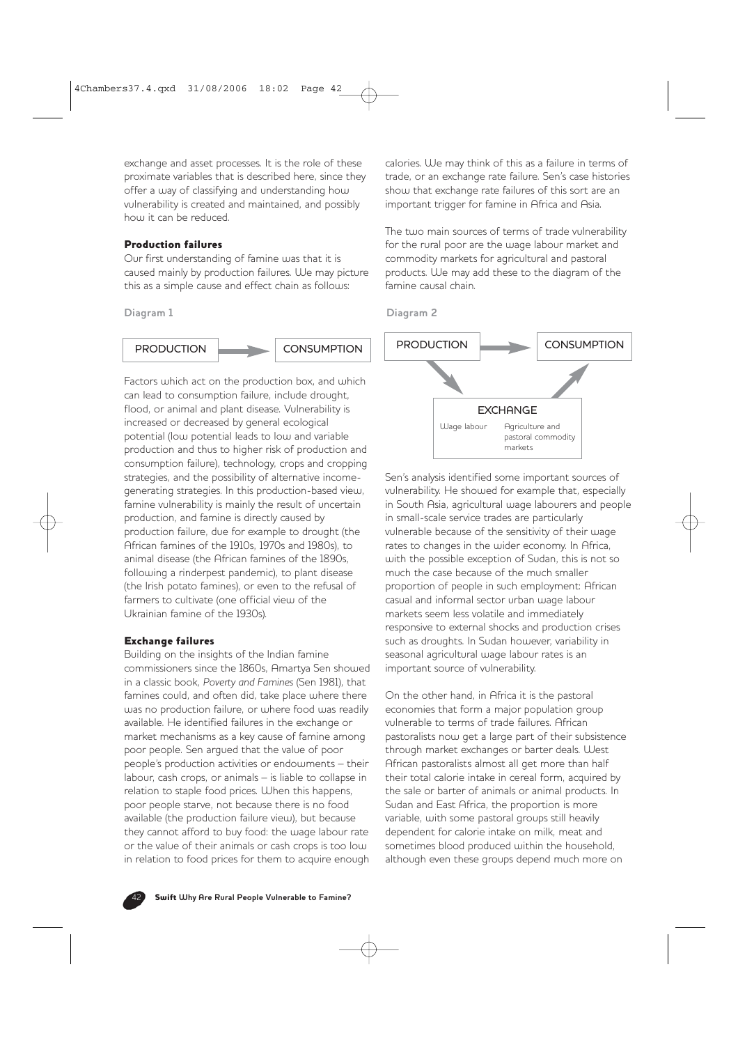exchange and asset processes. It is the role of these proximate variables that is described here, since they offer a way of classifying and understanding how vulnerability is created and maintained, and possibly how it can be reduced.

### Production failures

Our first understanding of famine was that it is caused mainly by production failures. We may picture this as a simple cause and effect chain as follows:

Diagram 1

PRODUCTION → CONSUMPTION

Factors which act on the production box, and which can lead to consumption failure, include drought, flood, or animal and plant disease. Vulnerability is increased or decreased by general ecological potential (low potential leads to low and variable production and thus to higher risk of production and consumption failure), technology, crops and cropping strategies, and the possibility of alternative income-generating strategies. In this production-based view, famine vulnerability is mainly the result of uncertain production, and famine is directly caused by production failure, due for example to drought (the African famines of the 1910s, 1970s and 1980s), to animal disease (the African famines of the 1890s, following a rinderpest pandemic), to plant disease (the Irish potato famines), or even to the refusal of farmers to cultivate (one official view of the Ukrainian famine of the 1930s).

### Exchange failures

Building on the insights of the Indian famine commissioners since the 1860s, Amartya Sen showed in a classic book, *Poverty and Famines* (Sen 1981), that famines could, and often did, take place where there was no production failure, or where food was readily available. He identified failures in the exchange or market mechanisms as a key cause of famine among poor people. Sen argued that the value of poor people's production activities or endowments – their labour, cash crops, or animals – is liable to collapse in relation to staple food prices. When this happens, poor people starve, not because there is no food available (the production failure view), but because they cannot afford to buy food: the wage labour rate or the value of their animals or cash crops is too low in relation to food prices for them to acquire enough calories. We may think of this as a failure in terms of trade, or an exchange rate failure. Sen's case histories show that exchange rate failures of this sort are an important trigger for famine in Africa and Asia.

The two main sources of terms of trade vulnerability for the rural poor are the wage labour market and commodity markets for agricultural and pastoral products. We may add these to the diagram of the famine causal chain.

Diagram 2

PRODUCTION → CONSUMPTION

PRODUCTION → EXCHANGE (Wage labour; Agriculture and pastoral commodity markets) → CONSUMPTION

Sen's analysis identified some important sources of vulnerability. He showed for example that, especially in South Asia, agricultural wage labourers and people in small-scale service trades are particularly vulnerable because of the sensitivity of their wage rates to changes in the wider economy. In Africa, with the possible exception of Sudan, this is not so much the case because of the much smaller proportion of people in such employment: African casual and informal sector urban wage labour markets seem less volatile and immediately responsive to external shocks and production crises such as droughts. In Sudan however, variability in seasonal agricultural wage labour rates is an important source of vulnerability.

On the other hand, in Africa it is the pastoral economies that form a major population group vulnerable to terms of trade failures. African pastoralists now get a large part of their subsistence through market exchanges or barter deals. West African pastoralists almost all get more than half their total calorie intake in cereal form, acquired by the sale or barter of animals or animal products. In Sudan and East Africa, the proportion is more variable, with some pastoral groups still heavily dependent for calorie intake on milk, meat and sometimes blood produced within the household, although even these groups depend much more on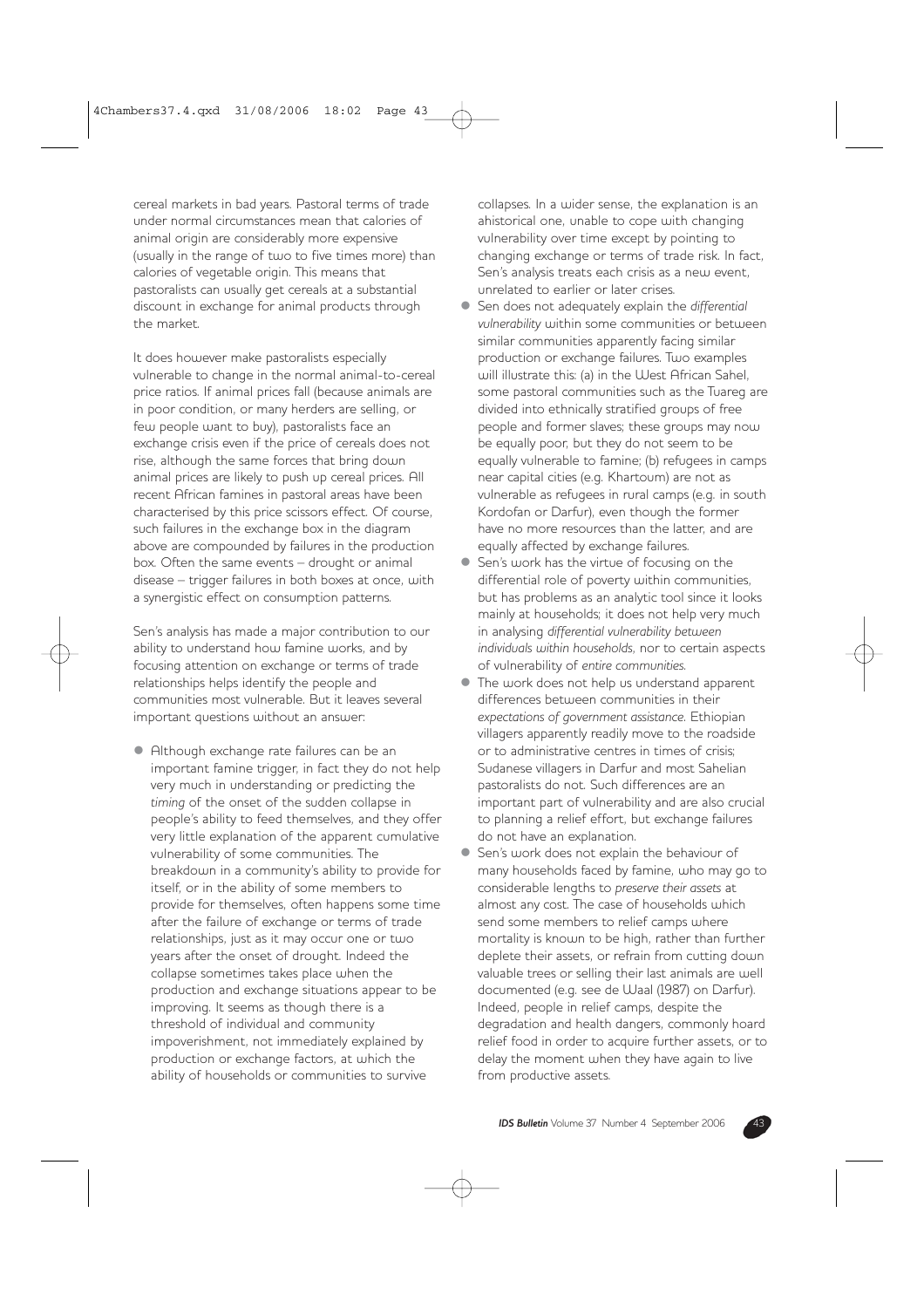cereal markets in bad years. Pastoral terms of trade under normal circumstances mean that calories of animal origin are considerably more expensive (usually in the range of two to five times more) than calories of vegetable origin. This means that pastoralists can usually get cereals at a substantial discount in exchange for animal products through the market.

It does however make pastoralists especially vulnerable to change in the normal animal-to-cereal price ratios. If animal prices fall (because animals are in poor condition, or many herders are selling, or few people want to buy), pastoralists face an exchange crisis even if the price of cereals does not rise, although the same forces that bring down animal prices are likely to push up cereal prices. All recent African famines in pastoral areas have been characterised by this price scissors effect. Of course, such failures in the exchange box in the diagram above are compounded by failures in the production box. Often the same events – drought or animal disease – trigger failures in both boxes at once, with a synergistic effect on consumption patterns.

Sen's analysis has made a major contribution to our ability to understand how famine works, and by focusing attention on exchange or terms of trade relationships helps identify the people and communities most vulnerable. But it leaves several important questions without an answer:

- Although exchange rate failures can be an important famine trigger, in fact they do not help very much in understanding or predicting the *timing* of the onset of the sudden collapse in people's ability to feed themselves, and they offer very little explanation of the apparent cumulative vulnerability of some communities. The breakdown in a community's ability to provide for itself, or in the ability of some members to provide for themselves, often happens some time after the failure of exchange or terms of trade relationships, just as it may occur one or two years after the onset of drought. Indeed the collapse sometimes takes place when the production and exchange situations appear to be improving. It seems as though there is a threshold of individual and community impoverishment, not immediately explained by production or exchange factors, at which the ability of households or communities to survive collapses. In a wider sense, the explanation is an ahistorical one, unable to cope with changing vulnerability over time except by pointing to changing exchange or terms of trade risk. In fact, Sen's analysis treats each crisis as a new event, unrelated to earlier or later crises.
- Sen does not adequately explain the *differential vulnerability* within some communities or between similar communities apparently facing similar production or exchange failures. Two examples will illustrate this: (a) in the West African Sahel, some pastoral communities such as the Tuareg are divided into ethnically stratified groups of free people and former slaves; these groups may now be equally poor, but they do not seem to be equally vulnerable to famine; (b) refugees in camps near capital cities (e.g. Khartoum) are not as vulnerable as refugees in rural camps (e.g. in south Kordofan or Darfur), even though the former have no more resources than the latter, and are equally affected by exchange failures.
- Sen's work has the virtue of focusing on the differential role of poverty within communities, but has problems as an analytic tool since it looks mainly at households; it does not help very much in analysing *differential vulnerability between individuals within households*, nor to certain aspects of vulnerability of *entire communities*.
- The work does not help us understand apparent differences between communities in their *expectations of government assistance*. Ethiopian villagers apparently readily move to the roadside or to administrative centres in times of crisis; Sudanese villagers in Darfur and most Sahelian pastoralists do not. Such differences are an important part of vulnerability and are also crucial to planning a relief effort, but exchange failures do not have an explanation.
- Sen's work does not explain the behaviour of many households faced by famine, who may go to considerable lengths to *preserve their assets* at almost any cost. The case of households which send some members to relief camps where mortality is known to be high, rather than further deplete their assets, or refrain from cutting down valuable trees or selling their last animals are well documented (e.g. see de Waal (1987) on Darfur). Indeed, people in relief camps, despite the degradation and health dangers, commonly hoard relief food in order to acquire further assets, or to delay the moment when they have again to live from productive assets.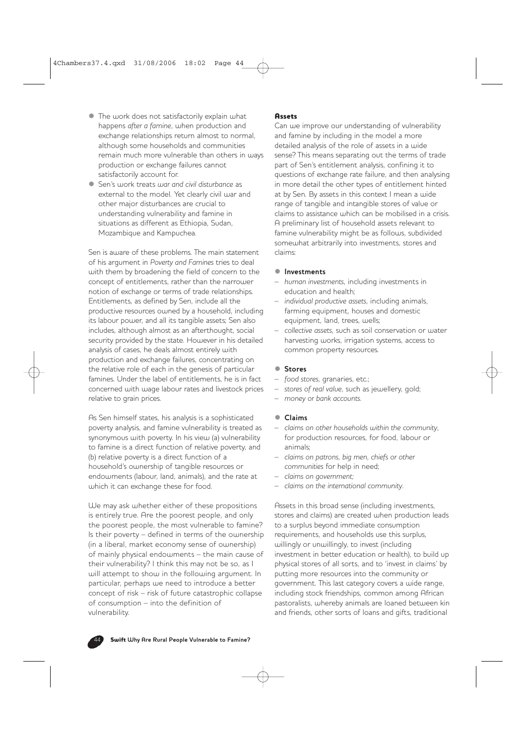- The work does not satisfactorily explain what happens *after a famine*, when production and exchange relationships return almost to normal, although some households and communities remain much more vulnerable than others in ways production or exchange failures cannot satisfactorily account for.
- Sen's work treats *war and civil disturbance* as external to the model. Yet clearly civil war and other major disturbances are crucial to understanding vulnerability and famine in situations as different as Ethiopia, Sudan, Mozambique and Kampuchea.

Sen is aware of these problems. The main statement of his argument in *Poverty and Famines* tries to deal with them by broadening the field of concern to the concept of entitlements, rather than the narrower notion of exchange or terms of trade relationships. Entitlements, as defined by Sen, include all the productive resources owned by a household, including its labour power, and all its tangible assets; Sen also includes, although almost as an afterthought, social security provided by the state. However in his detailed analysis of cases, he deals almost entirely with production and exchange failures, concentrating on the relative role of each in the genesis of particular famines. Under the label of entitlements, he is in fact concerned with wage labour rates and livestock prices relative to grain prices.

As Sen himself states, his analysis is a sophisticated poverty analysis, and famine vulnerability is treated as synonymous with poverty. In his view (a) vulnerability to famine is a direct function of relative poverty, and (b) relative poverty is a direct function of a household's ownership of tangible resources or endowments (labour, land, animals), and the rate at which it can exchange these for food.

We may ask whether either of these propositions is entirely true. Are the poorest people, and only the poorest people, the most vulnerable to famine? Is their poverty – defined in terms of the ownership (in a liberal, market economy sense of ownership) of mainly physical endowments – the main cause of their vulnerability? I think this may not be so, as I will attempt to show in the following argument. In particular, perhaps we need to introduce a better concept of risk – risk of future catastrophic collapse of consumption – into the definition of vulnerability.

## Assets

Can we improve our understanding of vulnerability and famine by including in the model a more detailed analysis of the role of assets in a wide sense? This means separating out the terms of trade part of Sen's entitlement analysis, confining it to questions of exchange rate failure, and then analysing in more detail the other types of entitlement hinted at by Sen. By assets in this context I mean a wide range of tangible and intangible stores of value or claims to assistance which can be mobilised in a crisis. A preliminary list of household assets relevant to famine vulnerability might be as follows, subdivided somewhat arbitrarily into investments, stores and claims:

- **Investments**
  - *human investments*, including investments in education and health;
  - *individual productive assets*, including animals, farming equipment, houses and domestic equipment, land, trees, wells;
  - *collective assets*, such as soil conservation or water harvesting works, irrigation systems, access to common property resources.
- **Stores**
  - *food stores*, granaries, etc.;
  - *stores of real value*, such as jewellery, gold;
  - *money or bank accounts*.
- **Claims**
  - *claims on other households within the community*, for production resources, for food, labour or animals;
  - *claims on patrons, big men, chiefs or other communities* for help in need;
  - *claims on government;*
  - *claims on the international community*.

Assets in this broad sense (including investments, stores and claims) are created when production leads to a surplus beyond immediate consumption requirements, and households use this surplus, willingly or unwillingly, to invest (including investment in better education or health), to build up physical stores of all sorts, and to 'invest in claims' by putting more resources into the community or government. This last category covers a wide range, including stock friendships, common among African pastoralists, whereby animals are loaned between kin and friends, other sorts of loans and gifts, traditional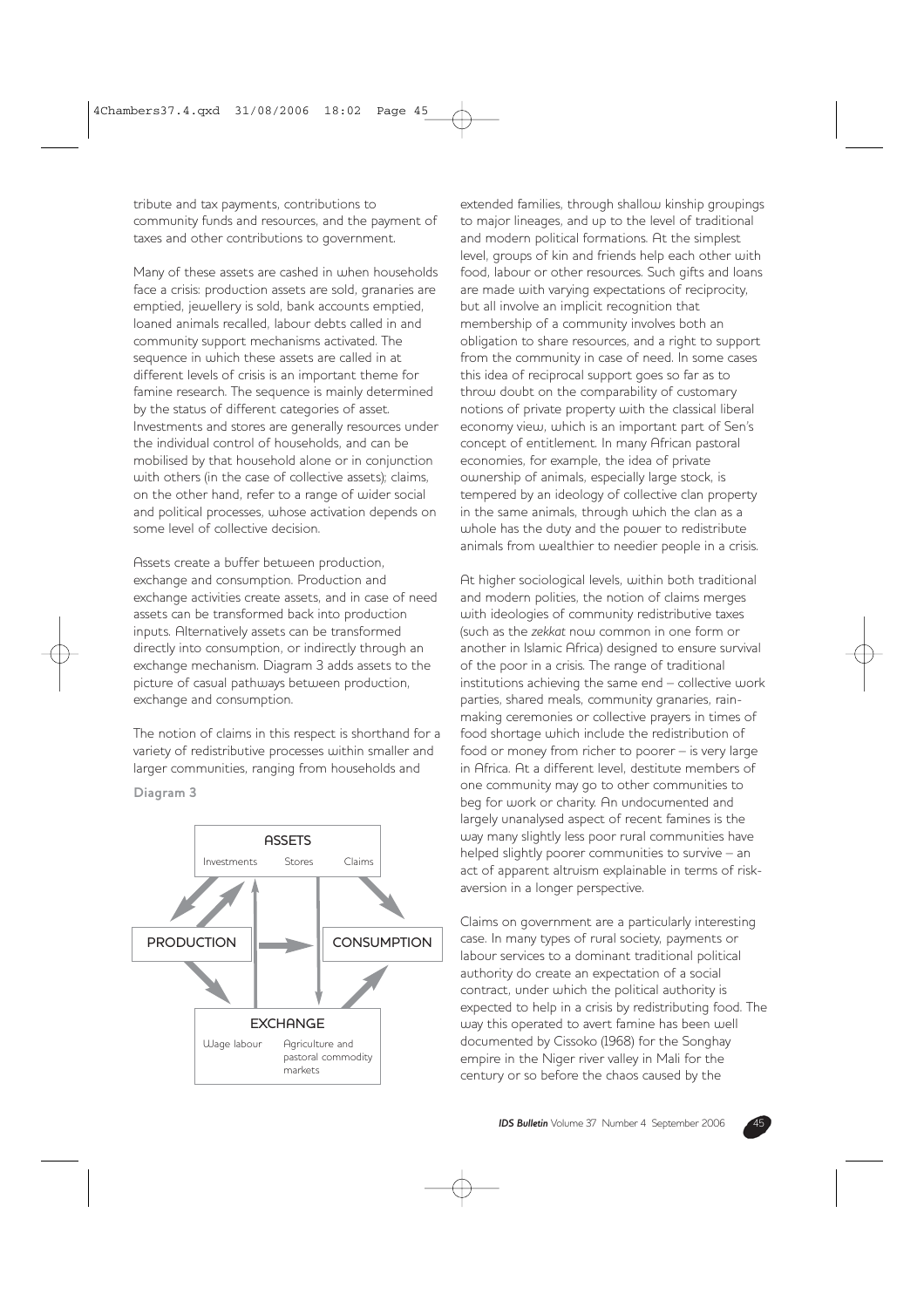tribute and tax payments, contributions to community funds and resources, and the payment of taxes and other contributions to government.

Many of these assets are cashed in when households face a crisis: production assets are sold, granaries are emptied, jewellery is sold, bank accounts emptied, loaned animals recalled, labour debts called in and community support mechanisms activated. The sequence in which these assets are called in at different levels of crisis is an important theme for famine research. The sequence is mainly determined by the status of different categories of asset. Investments and stores are generally resources under the individual control of households, and can be mobilised by that household alone or in conjunction with others (in the case of collective assets); claims, on the other hand, refer to a range of wider social and political processes, whose activation depends on some level of collective decision.

Assets create a buffer between production, exchange and consumption. Production and exchange activities create assets, and in case of need assets can be transformed back into production inputs. Alternatively assets can be transformed directly into consumption, or indirectly through an exchange mechanism. Diagram 3 adds assets to the picture of casual pathways between production, exchange and consumption.

The notion of claims in this respect is shorthand for a variety of redistributive processes within smaller and larger communities, ranging from households and extended families, through shallow kinship groupings to major lineages, and up to the level of traditional and modern political formations. At the simplest level, groups of kin and friends help each other with food, labour or other resources. Such gifts and loans are made with varying expectations of reciprocity, but all involve an implicit recognition that membership of a community involves both an obligation to share resources, and a right to support from the community in case of need. In some cases this idea of reciprocal support goes so far as to throw doubt on the comparability of customary notions of private property with the classical liberal economy view, which is an important part of Sen's concept of entitlement. In many African pastoral economies, for example, the idea of private ownership of animals, especially large stock, is tempered by an ideology of collective clan property in the same animals, through which the clan as a whole has the duty and the power to redistribute animals from wealthier to needier people in a crisis.

**Diagram 3**

ASSETS
Investments
Stores
Claims
PRODUCTION
CONSUMPTION
EXCHANGE
Wage labour
Agriculture and pastoral commodity markets

At higher sociological levels, within both traditional and modern polities, the notion of claims merges with ideologies of community redistributive taxes (such as the *zekkat* now common in one form or another in Islamic Africa) designed to ensure survival of the poor in a crisis. The range of traditional institutions achieving the same end – collective work parties, shared meals, community granaries, rain-making ceremonies or collective prayers in times of food shortage which include the redistribution of food or money from richer to poorer – is very large in Africa. At a different level, destitute members of one community may go to other communities to beg for work or charity. An undocumented and largely unanalysed aspect of recent famines is the way many slightly less poor rural communities have helped slightly poorer communities to survive – an act of apparent altruism explainable in terms of risk-aversion in a longer perspective.

Claims on government are a particularly interesting case. In many types of rural society, payments or labour services to a dominant traditional political authority do create an expectation of a social contract, under which the political authority is expected to help in a crisis by redistributing food. The way this operated to avert famine has been well documented by Cissoko (1968) for the Songhay empire in the Niger river valley in Mali for the century or so before the chaos caused by the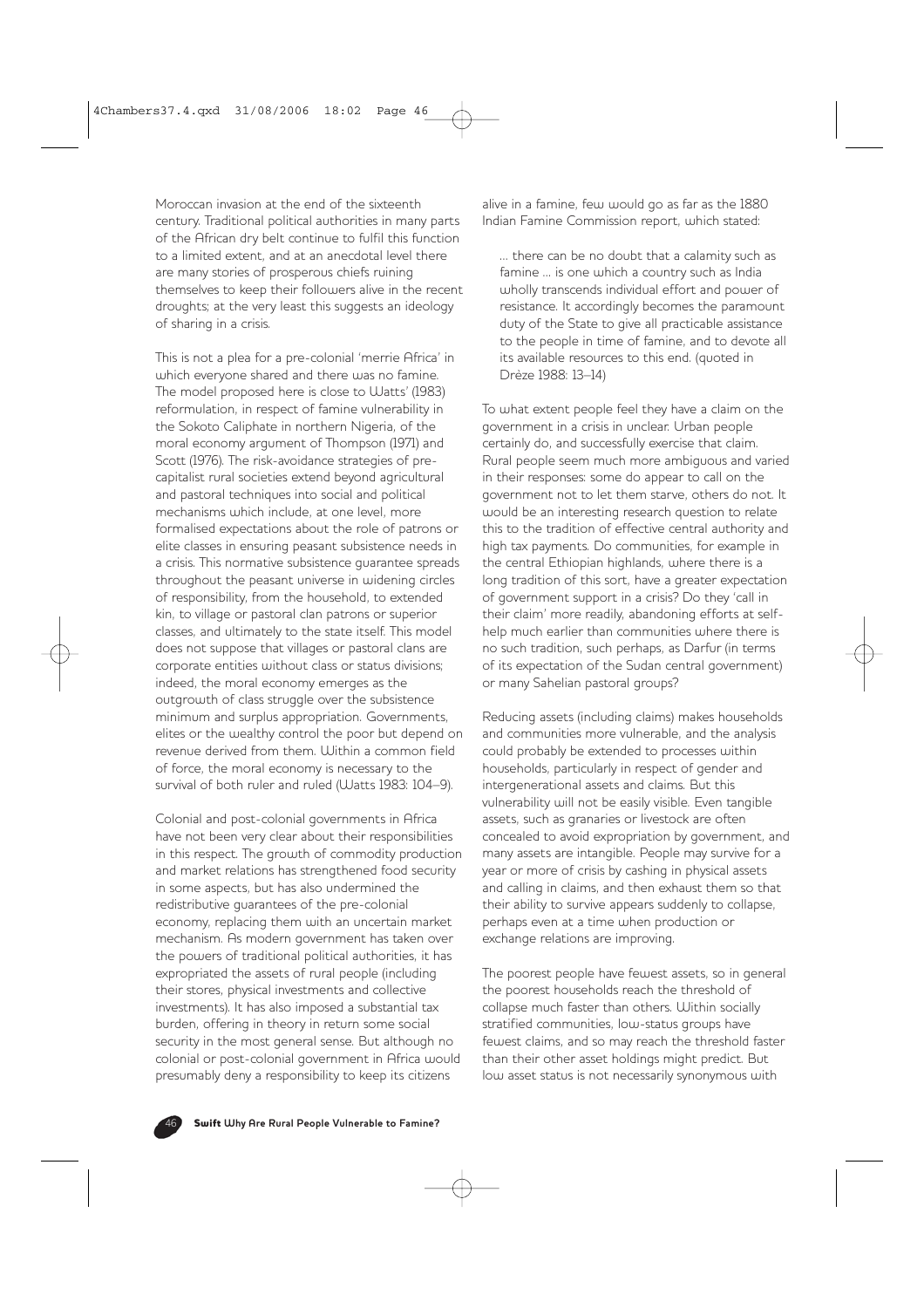Moroccan invasion at the end of the sixteenth century. Traditional political authorities in many parts of the African dry belt continue to fulfil this function to a limited extent, and at an anecdotal level there are many stories of prosperous chiefs ruining themselves to keep their followers alive in the recent droughts; at the very least this suggests an ideology of sharing in a crisis.

This is not a plea for a pre-colonial 'merrie Africa' in which everyone shared and there was no famine. The model proposed here is close to Watts' (1983) reformulation, in respect of famine vulnerability in the Sokoto Caliphate in northern Nigeria, of the moral economy argument of Thompson (1971) and Scott (1976). The risk-avoidance strategies of pre-capitalist rural societies extend beyond agricultural and pastoral techniques into social and political mechanisms which include, at one level, more formalised expectations about the role of patrons or elite classes in ensuring peasant subsistence needs in a crisis. This normative subsistence guarantee spreads throughout the peasant universe in widening circles of responsibility, from the household, to extended kin, to village or pastoral clan patrons or superior classes, and ultimately to the state itself. This model does not suppose that villages or pastoral clans are corporate entities without class or status divisions; indeed, the moral economy emerges as the outgrowth of class struggle over the subsistence minimum and surplus appropriation. Governments, elites or the wealthy control the poor but depend on revenue derived from them. Within a common field of force, the moral economy is necessary to the survival of both ruler and ruled (Watts 1983: 104–9).

Colonial and post-colonial governments in Africa have not been very clear about their responsibilities in this respect. The growth of commodity production and market relations has strengthened food security in some aspects, but has also undermined the redistributive guarantees of the pre-colonial economy, replacing them with an uncertain market mechanism. As modern government has taken over the powers of traditional political authorities, it has expropriated the assets of rural people (including their stores, physical investments and collective investments). It has also imposed a substantial tax burden, offering in theory in return some social security in the most general sense. But although no colonial or post-colonial government in Africa would presumably deny a responsibility to keep its citizens alive in a famine, few would go as far as the 1880 Indian Famine Commission report, which stated:

> ... there can be no doubt that a calamity such as famine ... is one which a country such as India wholly transcends individual effort and power of resistance. It accordingly becomes the paramount duty of the State to give all practicable assistance to the people in time of famine, and to devote all its available resources to this end. (quoted in Drèze 1988: 13–14)

To what extent people feel they have a claim on the government in a crisis in unclear. Urban people certainly do, and successfully exercise that claim. Rural people seem much more ambiguous and varied in their responses: some do appear to call on the government not to let them starve, others do not. It would be an interesting research question to relate this to the tradition of effective central authority and high tax payments. Do communities, for example in the central Ethiopian highlands, where there is a long tradition of this sort, have a greater expectation of government support in a crisis? Do they 'call in their claim' more readily, abandoning efforts at self-help much earlier than communities where there is no such tradition, such perhaps, as Darfur (in terms of its expectation of the Sudan central government) or many Sahelian pastoral groups?

Reducing assets (including claims) makes households and communities more vulnerable, and the analysis could probably be extended to processes within households, particularly in respect of gender and intergenerational assets and claims. But this vulnerability will not be easily visible. Even tangible assets, such as granaries or livestock are often concealed to avoid expropriation by government, and many assets are intangible. People may survive for a year or more of crisis by cashing in physical assets and calling in claims, and then exhaust them so that their ability to survive appears suddenly to collapse, perhaps even at a time when production or exchange relations are improving.

The poorest people have fewest assets, so in general the poorest households reach the threshold of collapse much faster than others. Within socially stratified communities, low-status groups have fewest claims, and so may reach the threshold faster than their other asset holdings might predict. But low asset status is not necessarily synonymous with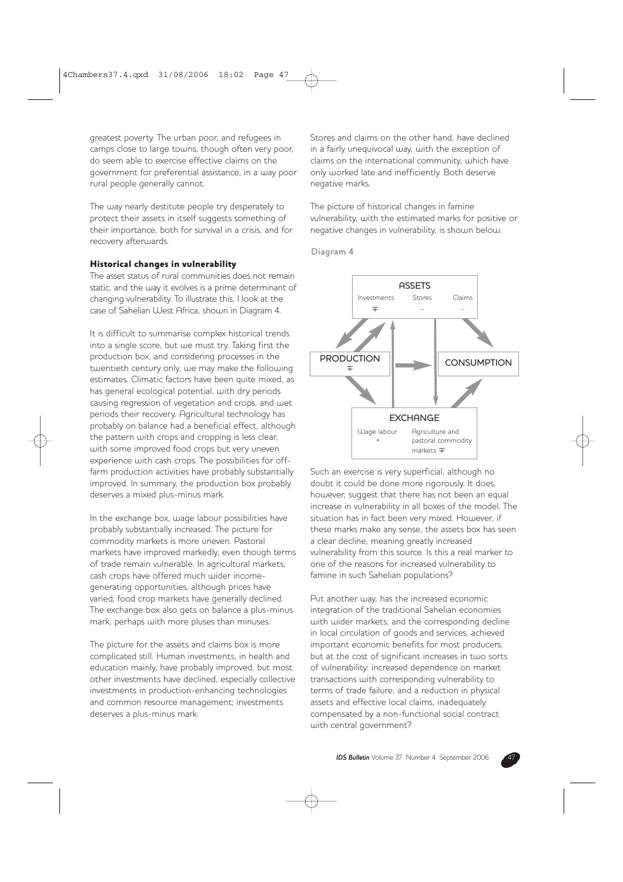greatest poverty. The urban poor, and refugees in camps close to large towns, though often very poor, do seem able to exercise effective claims on the government for preferential assistance, in a way poor rural people generally cannot.

The way nearly destitute people try desperately to protect their assets in itself suggests something of their importance, both for survival in a crisis, and for recovery afterwards.

### Historical changes in vulnerability

The asset status of rural communities does not remain static, and the way it evolves is a prime determinant of changing vulnerability. To illustrate this, I look at the case of Sahelian West Africa, shown in Diagram 4.

It is difficult to summarise complex historical trends into a single score, but we must try. Taking first the production box, and considering processes in the twentieth century only, we may make the following estimates. Climatic factors have been quite mixed, as has general ecological potential, with dry periods causing regression of vegetation and crops, and wet periods their recovery. Agricultural technology has probably on balance had a beneficial effect, although the pattern with crops and cropping is less clear, with some improved food crops but very uneven experience with cash crops. The possibilities for off-farm production activities have probably substantially improved. In summary, the production box probably deserves a mixed plus-minus mark.

In the exchange box, wage labour possibilities have probably substantially increased. The picture for commodity markets is more uneven. Pastoral markets have improved markedly, even though terms of trade remain vulnerable. In agricultural markets, cash crops have offered much wider income-generating opportunities, although prices have varied; food crop markets have generally declined. The exchange box also gets on balance a plus-minus mark, perhaps with more pluses than minuses.

The picture for the assets and claims box is more complicated still. Human investments, in health and education mainly, have probably improved, but most other investments have declined, especially collective investments in production-enhancing technologies and common resource management; investments deserves a plus-minus mark.

Stores and claims on the other hand, have declined in a fairly unequivocal way, with the exception of claims on the international community, which have only worked late and inefficiently. Both deserve negative marks.

The picture of historical changes in famine vulnerability, with the estimated marks for positive or negative changes in vulnerability, is shown below.

**Diagram 4**

ASSETS
Investments ∓
Stores –
Claims –

PRODUCTION ∓

CONSUMPTION

EXCHANGE
Wage labour +
Agriculture and pastoral commodity markets ∓

Such an exercise is very superficial, although no doubt it could be done more rigorously. It does, however, suggest that there has not been an equal increase in vulnerability in all boxes of the model. The situation has in fact been very mixed. However, if these marks make any sense, the assets box has seen a clear decline, meaning greatly increased vulnerability from this source. Is this a real marker to one of the reasons for increased vulnerability to famine in such Sahelian populations?

Put another way, has the increased economic integration of the traditional Sahelian economies with wider markets, and the corresponding decline in local circulation of goods and services, achieved important economic benefits for most producers, but at the cost of significant increases in two sorts of vulnerability: increased dependence on market transactions with corresponding vulnerability to terms of trade failure, and a reduction in physical assets and effective local claims, inadequately compensated by a non-functional social contract with central government?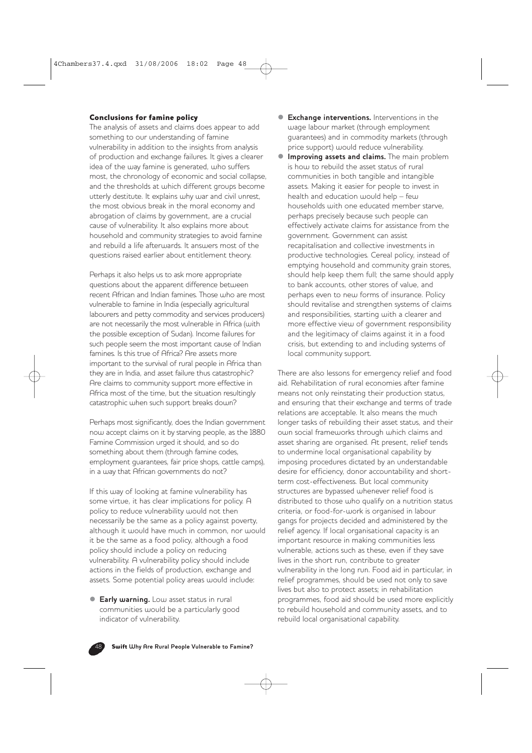## Conclusions for famine policy

The analysis of assets and claims does appear to add something to our understanding of famine vulnerability in addition to the insights from analysis of production and exchange failures. It gives a clearer idea of the way famine is generated, who suffers most, the chronology of economic and social collapse, and the thresholds at which different groups become utterly destitute. It explains why war and civil unrest, the most obvious break in the moral economy and abrogation of claims by government, are a crucial cause of vulnerability. It also explains more about household and community strategies to avoid famine and rebuild a life afterwards. It answers most of the questions raised earlier about entitlement theory.

Perhaps it also helps us to ask more appropriate questions about the apparent difference between recent African and Indian famines. Those who are most vulnerable to famine in India (especially agricultural labourers and petty commodity and services producers) are not necessarily the most vulnerable in Africa (with the possible exception of Sudan). Income failures for such people seem the most important cause of Indian famines. Is this true of Africa? Are assets more important to the survival of rural people in Africa than they are in India, and asset failure thus catastrophic? Are claims to community support more effective in Africa most of the time, but the situation resultingly catastrophic when such support breaks down?

Perhaps most significantly, does the Indian government now accept claims on it by starving people, as the 1880 Famine Commission urged it should, and so do something about them (through famine codes, employment guarantees, fair price shops, cattle camps), in a way that African governments do not?

If this way of looking at famine vulnerability has some virtue, it has clear implications for policy. A policy to reduce vulnerability would not then necessarily be the same as a policy against poverty, although it would have much in common, nor would it be the same as a food policy, although a food policy should include a policy on reducing vulnerability. A vulnerability policy should include actions in the fields of production, exchange and assets. Some potential policy areas would include:

- **Early warning.** Low asset status in rural communities would be a particularly good indicator of vulnerability.
- **Exchange interventions.** Interventions in the wage labour market (through employment guarantees) and in commodity markets (through price support) would reduce vulnerability.
- **Improving assets and claims.** The main problem is how to rebuild the asset status of rural communities in both tangible and intangible assets. Making it easier for people to invest in health and education would help – few households with one educated member starve, perhaps precisely because such people can effectively activate claims for assistance from the government. Government can assist recapitalisation and collective investments in productive technologies. Cereal policy, instead of emptying household and community grain stores, should help keep them full; the same should apply to bank accounts, other stores of value, and perhaps even to new forms of insurance. Policy should revitalise and strengthen systems of claims and responsibilities, starting with a clearer and more effective view of government responsibility and the legitimacy of claims against it in a food crisis, but extending to and including systems of local community support.

There are also lessons for emergency relief and food aid. Rehabilitation of rural economies after famine means not only reinstating their production status, and ensuring that their exchange and terms of trade relations are acceptable. It also means the much longer tasks of rebuilding their asset status, and their own social frameworks through which claims and asset sharing are organised. At present, relief tends to undermine local organisational capability by imposing procedures dictated by an understandable desire for efficiency, donor accountability and short-term cost-effectiveness. But local community structures are bypassed whenever relief food is distributed to those who qualify on a nutrition status criteria, or food-for-work is organised in labour gangs for projects decided and administered by the relief agency. If local organisational capacity is an important resource in making communities less vulnerable, actions such as these, even if they save lives in the short run, contribute to greater vulnerability in the long run. Food aid in particular, in relief programmes, should be used not only to save lives but also to protect assets; in rehabilitation programmes, food aid should be used more explicitly to rebuild household and community assets, and to rebuild local organisational capability.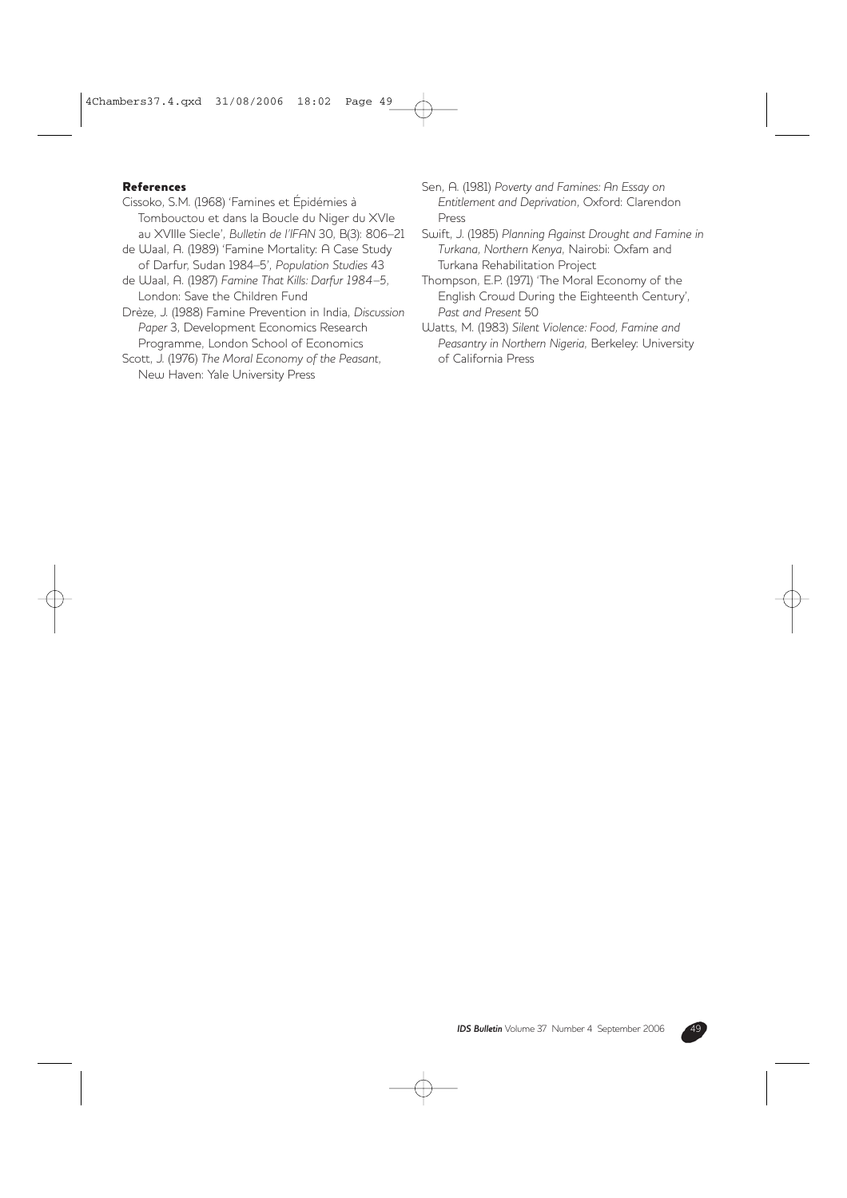## References

Cissoko, S.M. (1968) 'Famines et Épidémies à Tombouctou et dans la Boucle du Niger du XVIe au XVIIIe Siecle', *Bulletin de l'IFAN* 30, B(3): 806–21

de Waal, A. (1989) 'Famine Mortality: A Case Study of Darfur, Sudan 1984–5', *Population Studies* 43

de Waal, A. (1987) *Famine That Kills: Darfur 1984–5*, London: Save the Children Fund

Drèze, J. (1988) Famine Prevention in India, *Discussion Paper* 3, Development Economics Research Programme, London School of Economics

Scott, J. (1976) *The Moral Economy of the Peasant*, New Haven: Yale University Press

Sen, A. (1981) *Poverty and Famines: An Essay on Entitlement and Deprivation*, Oxford: Clarendon Press

Swift, J. (1985) *Planning Against Drought and Famine in Turkana, Northern Kenya*, Nairobi: Oxfam and Turkana Rehabilitation Project

Thompson, E.P. (1971) 'The Moral Economy of the English Crowd During the Eighteenth Century', *Past and Present* 50

Watts, M. (1983) *Silent Violence: Food, Famine and Peasantry in Northern Nigeria*, Berkeley: University of California Press